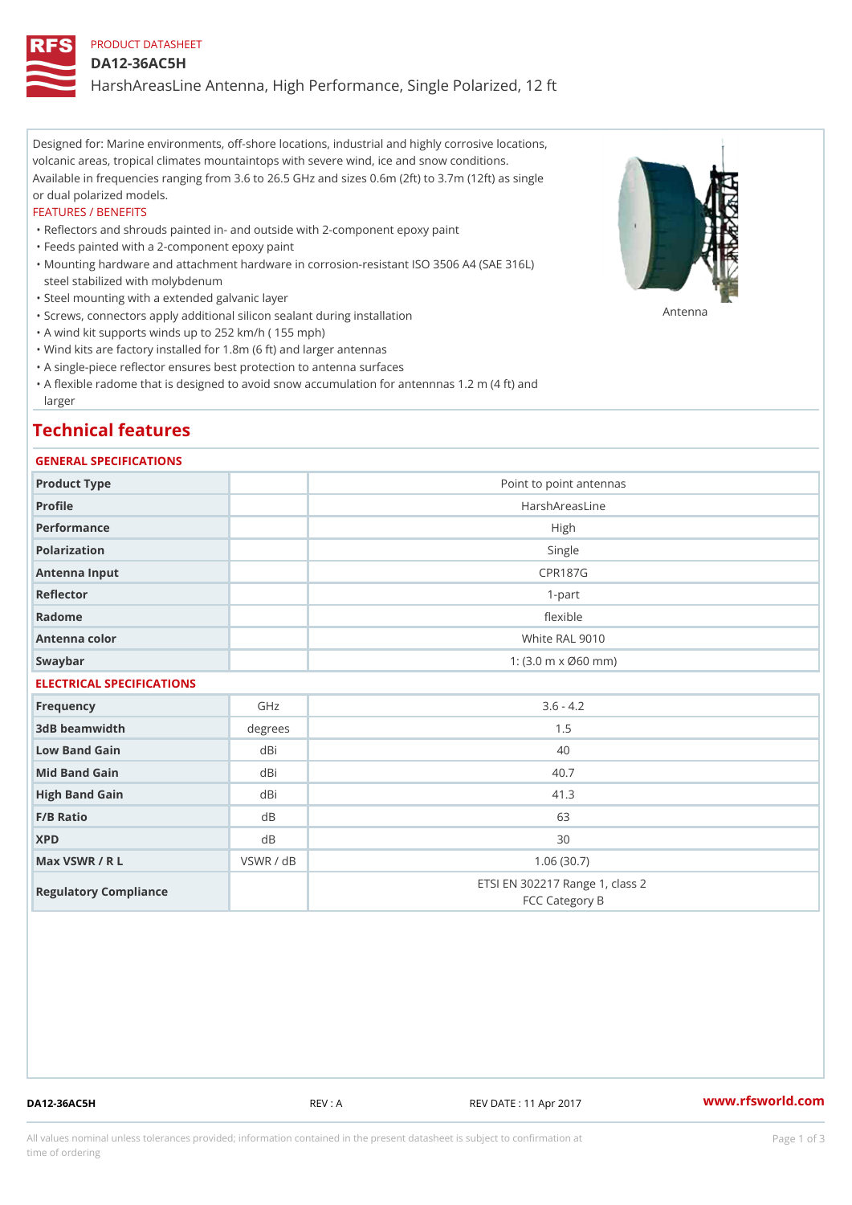PRODUCT DATASHEET

# DA12-36AC5H

## HarshAreasLine Antenna, High Performance, Single Polarized, 12 ft

Designed for: Marine environments, off-shore locations, industrial and highly corrosive locations, volcanic areas, tropical climates mountaintops with severe wind, ice and snow conditions. Available in frequencies ranging from 3.6 to 26.5 GHz and sizes 0.6m (2ft) to 3.7m (12ft) as single or dual polarized models.

FEATURES / BENEFITS

- Reflectors and shrouds painted in- and outside with 2-component epoxy paint
- Feeds painted with a 2-component epoxy paint
- Mounting hardware and attachment hardware in corrosion-resistant ISO 3506 A4 (SAE 316L) steel stabilized with molybdenum
- Steel mounting with a extended galvanic layer
- Screws, connectors apply additional silicon sealant during installation
- A wind kit supports winds up to 252 km/h ( 155 mph)
- Wind kits are factory installed for 1.8m (6 ft) and larger antennas
- A single-piece reflector ensures best protection to antenna surfaces
- A flexible radome that is designed to avoid snow accumulation for antennnas 1.2 m (4 ft) and larger

Antenna

# Technical features

### GENERAL SPECIFICATIONS

| | | |
|---|---|---|
| Product Type | | Point to point antennas |
| Profile | | HarshAreasLine |
| Performance | | High |
| Polarization | | Single |
| Antenna Input | | CPR187G |
| Reflector | | 1-part |
| Radome | | flexible |
| Antenna color | | White RAL 9010 |
| Swaybar | | 1: (3.0 m x Ø60 mm) |

### ELECTRICAL SPECIFICATIONS

| | | |
|---|---|---|
| Frequency | GHz | 3.6 - 4.2 |
| 3dB beamwidth | degrees | 1.5 |
| Low Band Gain | dBi | 40 |
| Mid Band Gain | dBi | 40.7 |
| High Band Gain | dBi | 41.3 |
| F/B Ratio | dB | 63 |
| XPD | dB | 30 |
| Max VSWR / R L | VSWR / dB | 1.06 (30.7) |
| Regulatory Compliance | | ETSI EN 302217 Range 1, class 2<br>FCC Category B |

DA12-36AC5H REV : A REV DATE : 11 Apr 2017 www.rfsworld.com

All values nominal unless tolerances provided; information contained in the present datasheet is subject to confirmation at time of ordering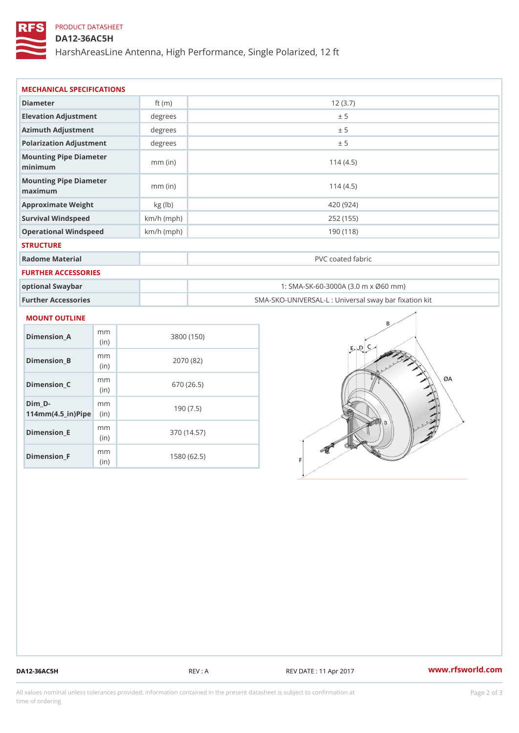PRODUCT DATASHEET

# DA12-36AC5H

HarshAreasLine Antenna, High Performance, Single Polarized, 12 ft

## MECHANICAL SPECIFICATIONS

| | | |
|---|---|---|
| Diameter | ft (m) | 12 (3.7) |
| Elevation Adjustment | degrees | ± 5 |
| Azimuth Adjustment | degrees | ± 5 |
| Polarization Adjustment | degrees | ± 5 |
| Mounting Pipe Diameter minimum | mm (in) | 114 (4.5) |
| Mounting Pipe Diameter maximum | mm (in) | 114 (4.5) |
| Approximate Weight | kg (lb) | 420 (924) |
| Survival Windspeed | km/h (mph) | 252 (155) |
| Operational Windspeed | km/h (mph) | 190 (118) |

## STRUCTURE

| | | |
|---|---|---|
| Radome Material | | PVC coated fabric |

## FURTHER ACCESSORIES

| | | |
|---|---|---|
| optional Swaybar | | 1: SMA-SK-60-3000A (3.0 m x Ø60 mm) |
| Further Accessories | | SMA-SKO-UNIVERSAL-L : Universal sway bar fixation kit |

## MOUNT OUTLINE

| | | |
|---|---|---|
| Dimension_A | mm (in) | 3800 (150) |
| Dimension_B | mm (in) | 2070 (82) |
| Dimension_C | mm (in) | 670 (26.5) |
| Dim_D-114mm(4.5_in)Pipe | mm (in) | 190 (7.5) |
| Dimension_E | mm (in) | 370 (14.57) |
| Dimension_F | mm (in) | 1580 (62.5) |

DA12-36AC5H REV : A REV DATE : 11 Apr 2017 www.rfsworld.com

All values nominal unless tolerances provided; information contained in the present datasheet is subject to confirmation at time of ordering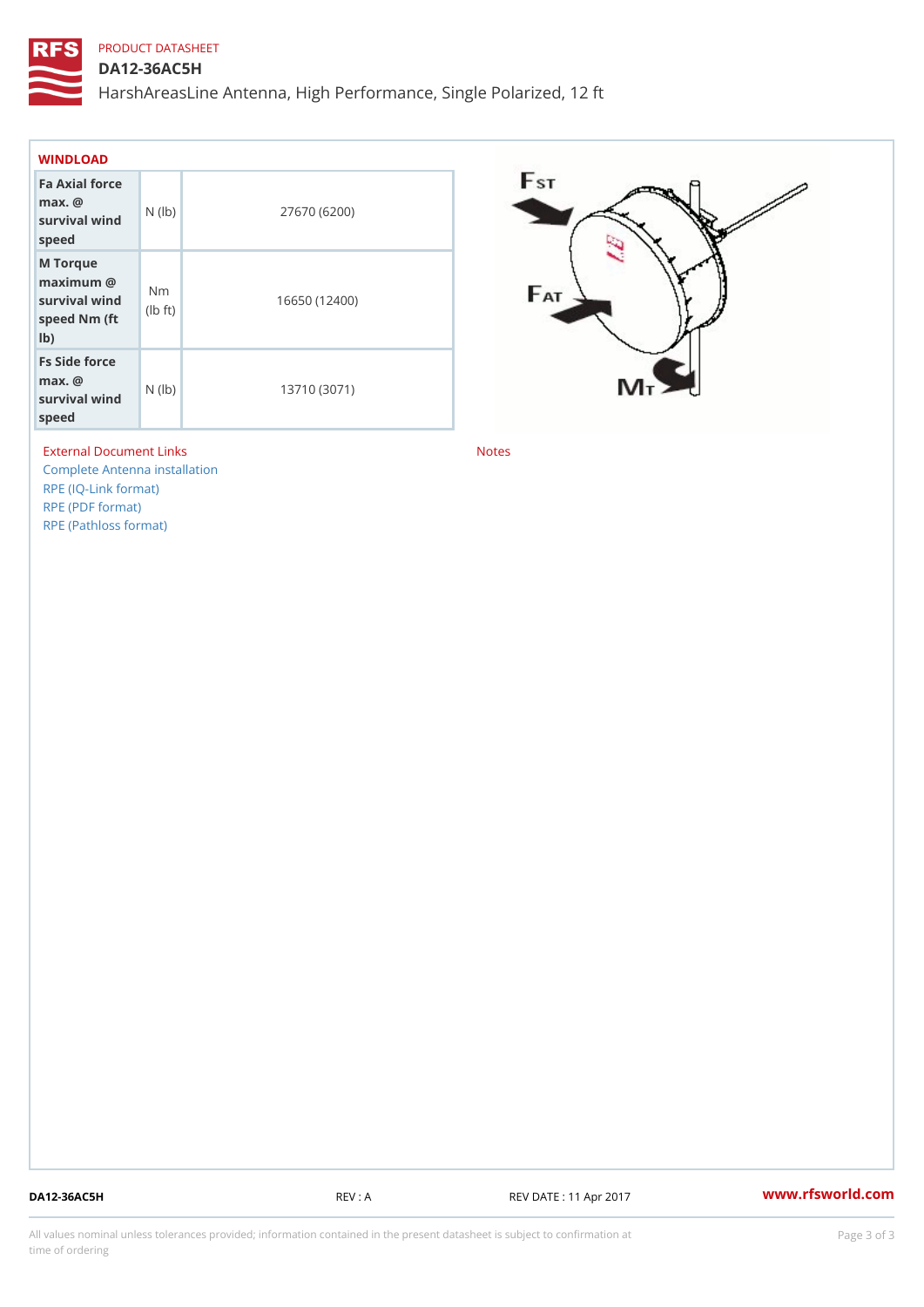PRODUCT DATASHEET

# DA12-36AC5H

HarshAreasLine Antenna, High Performance, Single Polarized, 12 ft

## WINDLOAD

| | | |
|---|---|---|
| Fa Axial force max. @ survival wind speed | N (lb) | 27670 (6200) |
| M Torque maximum @ survival wind speed Nm (ft lb) | Nm (lb ft) | 16650 (12400) |
| Fs Side force max. @ survival wind speed | N (lb) | 13710 (3071) |

FST

FAT

MT

External Document Links

Complete Antenna installation

RPE (IQ-Link format)

RPE (PDF format)

RPE (Pathloss format)

Notes

DA12-36AC5H REV : A REV DATE : 11 Apr 2017 www.rfsworld.com

All values nominal unless tolerances provided; information contained in the present datasheet is subject to confirmation at time of ordering